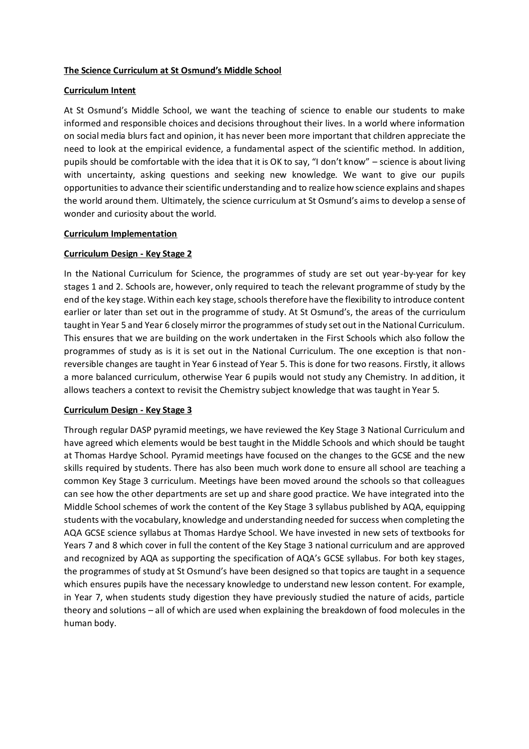# The Science Curriculum at St Osmund's Middle School

## Curriculum Intent

At St Osmund's Middle School, we want the teaching of science to enable our students to make informed and responsible choices and decisions throughout their lives. In a world where information on social media blurs fact and opinion, it has never been more important that children appreciate the need to look at the empirical evidence, a fundamental aspect of the scientific method. In addition, pupils should be comfortable with the idea that it is OK to say, "I don't know" – science is about living with uncertainty, asking questions and seeking new knowledge. We want to give our pupils opportunities to advance their scientific understanding and to realize how science explains and shapes the world around them. Ultimately, the science curriculum at St Osmund's aims to develop a sense of wonder and curiosity about the world.

## Curriculum Implementation

### Curriculum Design - Key Stage 2

In the National Curriculum for Science, the programmes of study are set out year-by-year for key stages 1 and 2. Schools are, however, only required to teach the relevant programme of study by the end of the key stage. Within each key stage, schools therefore have the flexibility to introduce content earlier or later than set out in the programme of study. At St Osmund's, the areas of the curriculum taught in Year 5 and Year 6 closely mirror the programmes of study set out in the National Curriculum. This ensures that we are building on the work undertaken in the First Schools which also follow the programmes of study as is it is set out in the National Curriculum. The one exception is that non-reversible changes are taught in Year 6 instead of Year 5. This is done for two reasons. Firstly, it allows a more balanced curriculum, otherwise Year 6 pupils would not study any Chemistry. In addition, it allows teachers a context to revisit the Chemistry subject knowledge that was taught in Year 5.

### Curriculum Design - Key Stage 3

Through regular DASP pyramid meetings, we have reviewed the Key Stage 3 National Curriculum and have agreed which elements would be best taught in the Middle Schools and which should be taught at Thomas Hardye School. Pyramid meetings have focused on the changes to the GCSE and the new skills required by students. There has also been much work done to ensure all school are teaching a common Key Stage 3 curriculum. Meetings have been moved around the schools so that colleagues can see how the other departments are set up and share good practice. We have integrated into the Middle School schemes of work the content of the Key Stage 3 syllabus published by AQA, equipping students with the vocabulary, knowledge and understanding needed for success when completing the AQA GCSE science syllabus at Thomas Hardye School. We have invested in new sets of textbooks for Years 7 and 8 which cover in full the content of the Key Stage 3 national curriculum and are approved and recognized by AQA as supporting the specification of AQA's GCSE syllabus. For both key stages, the programmes of study at St Osmund's have been designed so that topics are taught in a sequence which ensures pupils have the necessary knowledge to understand new lesson content. For example, in Year 7, when students study digestion they have previously studied the nature of acids, particle theory and solutions – all of which are used when explaining the breakdown of food molecules in the human body.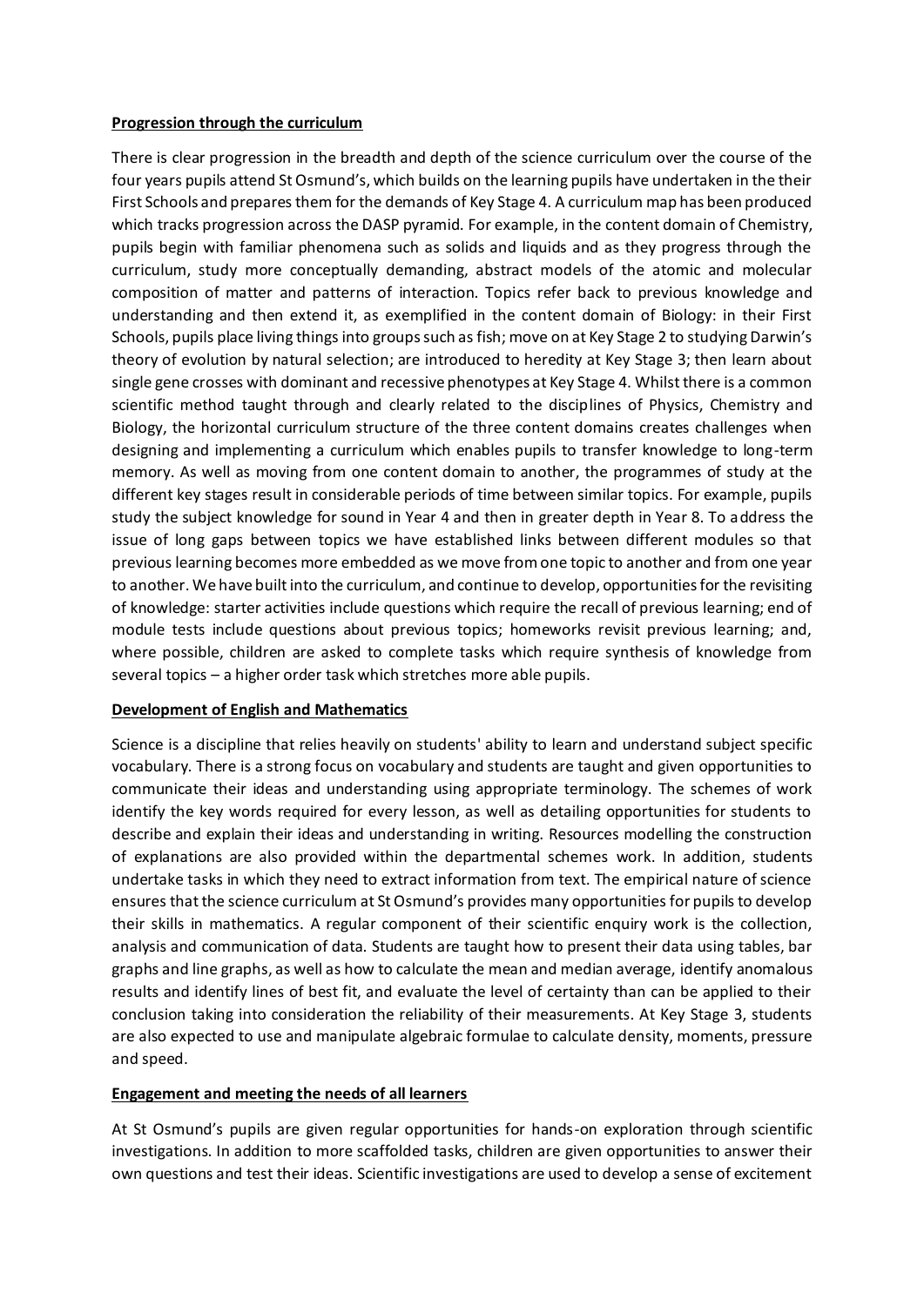**Progression through the curriculum**

There is clear progression in the breadth and depth of the science curriculum over the course of the four years pupils attend St Osmund's, which builds on the learning pupils have undertaken in the their First Schools and prepares them for the demands of Key Stage 4. A curriculum map has been produced which tracks progression across the DASP pyramid. For example, in the content domain of Chemistry, pupils begin with familiar phenomena such as solids and liquids and as they progress through the curriculum, study more conceptually demanding, abstract models of the atomic and molecular composition of matter and patterns of interaction. Topics refer back to previous knowledge and understanding and then extend it, as exemplified in the content domain of Biology: in their First Schools, pupils place living things into groups such as fish; move on at Key Stage 2 to studying Darwin's theory of evolution by natural selection; are introduced to heredity at Key Stage 3; then learn about single gene crosses with dominant and recessive phenotypes at Key Stage 4. Whilst there is a common scientific method taught through and clearly related to the disciplines of Physics, Chemistry and Biology, the horizontal curriculum structure of the three content domains creates challenges when designing and implementing a curriculum which enables pupils to transfer knowledge to long-term memory. As well as moving from one content domain to another, the programmes of study at the different key stages result in considerable periods of time between similar topics. For example, pupils study the subject knowledge for sound in Year 4 and then in greater depth in Year 8. To address the issue of long gaps between topics we have established links between different modules so that previous learning becomes more embedded as we move from one topic to another and from one year to another. We have built into the curriculum, and continue to develop, opportunities for the revisiting of knowledge: starter activities include questions which require the recall of previous learning; end of module tests include questions about previous topics; homeworks revisit previous learning; and, where possible, children are asked to complete tasks which require synthesis of knowledge from several topics – a higher order task which stretches more able pupils.

**Development of English and Mathematics**

Science is a discipline that relies heavily on students' ability to learn and understand subject specific vocabulary. There is a strong focus on vocabulary and students are taught and given opportunities to communicate their ideas and understanding using appropriate terminology. The schemes of work identify the key words required for every lesson, as well as detailing opportunities for students to describe and explain their ideas and understanding in writing. Resources modelling the construction of explanations are also provided within the departmental schemes work. In addition, students undertake tasks in which they need to extract information from text. The empirical nature of science ensures that the science curriculum at St Osmund's provides many opportunities for pupils to develop their skills in mathematics. A regular component of their scientific enquiry work is the collection, analysis and communication of data. Students are taught how to present their data using tables, bar graphs and line graphs, as well as how to calculate the mean and median average, identify anomalous results and identify lines of best fit, and evaluate the level of certainty than can be applied to their conclusion taking into consideration the reliability of their measurements. At Key Stage 3, students are also expected to use and manipulate algebraic formulae to calculate density, moments, pressure and speed.

**Engagement and meeting the needs of all learners**

At St Osmund's pupils are given regular opportunities for hands-on exploration through scientific investigations. In addition to more scaffolded tasks, children are given opportunities to answer their own questions and test their ideas. Scientific investigations are used to develop a sense of excitement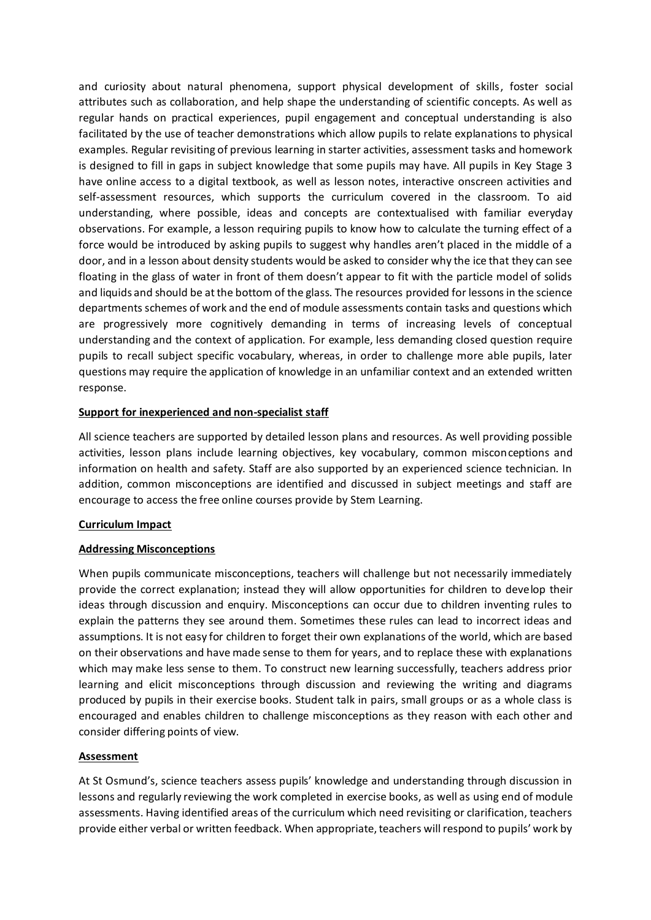and curiosity about natural phenomena, support physical development of skills, foster social attributes such as collaboration, and help shape the understanding of scientific concepts. As well as regular hands on practical experiences, pupil engagement and conceptual understanding is also facilitated by the use of teacher demonstrations which allow pupils to relate explanations to physical examples. Regular revisiting of previous learning in starter activities, assessment tasks and homework is designed to fill in gaps in subject knowledge that some pupils may have. All pupils in Key Stage 3 have online access to a digital textbook, as well as lesson notes, interactive onscreen activities and self-assessment resources, which supports the curriculum covered in the classroom. To aid understanding, where possible, ideas and concepts are contextualised with familiar everyday observations. For example, a lesson requiring pupils to know how to calculate the turning effect of a force would be introduced by asking pupils to suggest why handles aren't placed in the middle of a door, and in a lesson about density students would be asked to consider why the ice that they can see floating in the glass of water in front of them doesn't appear to fit with the particle model of solids and liquids and should be at the bottom of the glass. The resources provided for lessons in the science departments schemes of work and the end of module assessments contain tasks and questions which are progressively more cognitively demanding in terms of increasing levels of conceptual understanding and the context of application. For example, less demanding closed question require pupils to recall subject specific vocabulary, whereas, in order to challenge more able pupils, later questions may require the application of knowledge in an unfamiliar context and an extended written response.

**Support for inexperienced and non-specialist staff**

All science teachers are supported by detailed lesson plans and resources. As well providing possible activities, lesson plans include learning objectives, key vocabulary, common misconceptions and information on health and safety. Staff are also supported by an experienced science technician. In addition, common misconceptions are identified and discussed in subject meetings and staff are encourage to access the free online courses provide by Stem Learning.

**Curriculum Impact**

**Addressing Misconceptions**

When pupils communicate misconceptions, teachers will challenge but not necessarily immediately provide the correct explanation; instead they will allow opportunities for children to develop their ideas through discussion and enquiry. Misconceptions can occur due to children inventing rules to explain the patterns they see around them. Sometimes these rules can lead to incorrect ideas and assumptions. It is not easy for children to forget their own explanations of the world, which are based on their observations and have made sense to them for years, and to replace these with explanations which may make less sense to them. To construct new learning successfully, teachers address prior learning and elicit misconceptions through discussion and reviewing the writing and diagrams produced by pupils in their exercise books. Student talk in pairs, small groups or as a whole class is encouraged and enables children to challenge misconceptions as they reason with each other and consider differing points of view.

**Assessment**

At St Osmund's, science teachers assess pupils' knowledge and understanding through discussion in lessons and regularly reviewing the work completed in exercise books, as well as using end of module assessments. Having identified areas of the curriculum which need revisiting or clarification, teachers provide either verbal or written feedback. When appropriate, teachers will respond to pupils' work by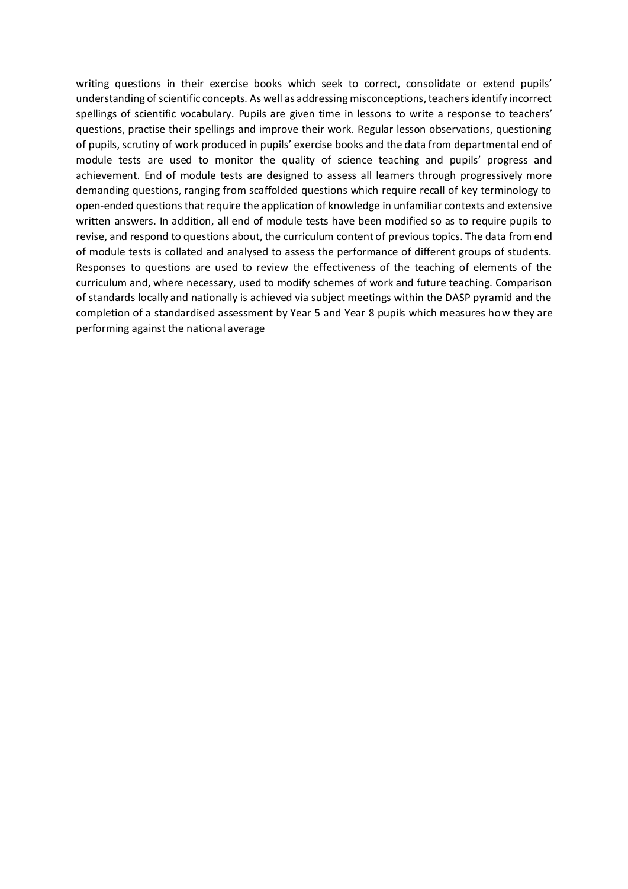writing questions in their exercise books which seek to correct, consolidate or extend pupils' understanding of scientific concepts. As well as addressing misconceptions, teachers identify incorrect spellings of scientific vocabulary. Pupils are given time in lessons to write a response to teachers' questions, practise their spellings and improve their work. Regular lesson observations, questioning of pupils, scrutiny of work produced in pupils' exercise books and the data from departmental end of module tests are used to monitor the quality of science teaching and pupils' progress and achievement. End of module tests are designed to assess all learners through progressively more demanding questions, ranging from scaffolded questions which require recall of key terminology to open-ended questions that require the application of knowledge in unfamiliar contexts and extensive written answers. In addition, all end of module tests have been modified so as to require pupils to revise, and respond to questions about, the curriculum content of previous topics. The data from end of module tests is collated and analysed to assess the performance of different groups of students. Responses to questions are used to review the effectiveness of the teaching of elements of the curriculum and, where necessary, used to modify schemes of work and future teaching. Comparison of standards locally and nationally is achieved via subject meetings within the DASP pyramid and the completion of a standardised assessment by Year 5 and Year 8 pupils which measures how they are performing against the national average